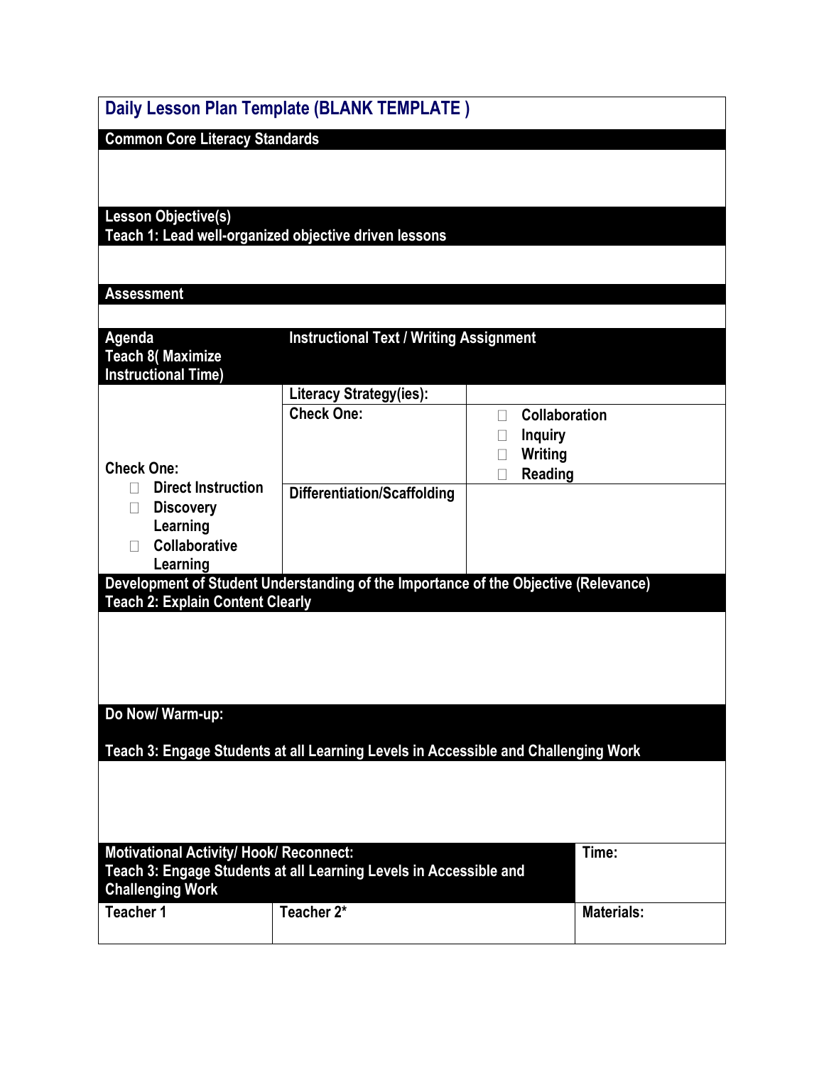# Daily Lesson Plan Template (BLANK TEMPLATE )

## Common Core Literacy Standards

## Lesson Objective(s)

**Teach 1: Lead well-organized objective driven lessons**

## Assessment

| Agenda<br>Teach 8( Maximize Instructional Time) | Instructional Text / Writing Assignment | |
|---|---|---|
| Check One:<br>☐ Direct Instruction<br>☐ Discovery Learning<br>☐ Collaborative Learning | Literacy Strategy(ies): | |
| | Check One: | ☐ Collaboration<br>☐ Inquiry<br>☐ Writing<br>☐ Reading |
| | Differentiation/Scaffolding | |

## Development of Student Understanding of the Importance of the Objective (Relevance)

**Teach 2: Explain Content Clearly**

## Do Now/ Warm-up:

**Teach 3: Engage Students at all Learning Levels in Accessible and Challenging Work**

| Motivational Activity/ Hook/ Reconnect:<br>Teach 3: Engage Students at all Learning Levels in Accessible and Challenging Work | | Time: |
|---|---|---|
| Teacher 1 | Teacher 2* | Materials: |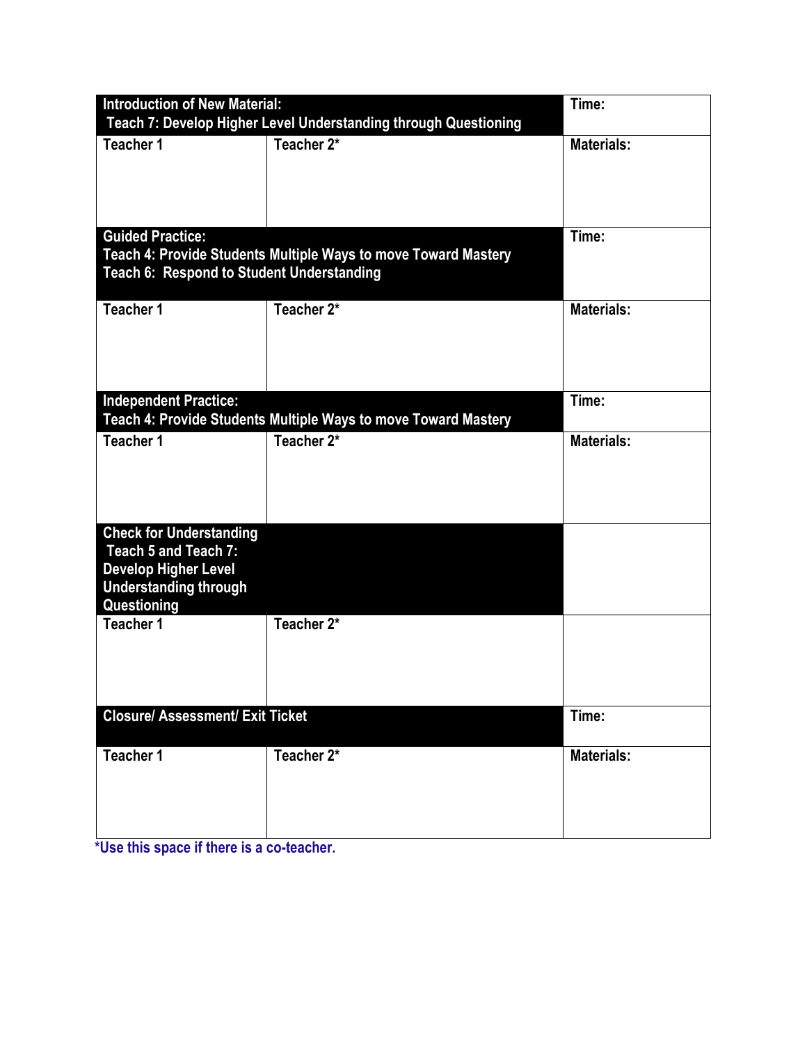| Introduction of New Material: Teach 7: Develop Higher Level Understanding through Questioning | | Time: |
|---|---|---|
| Teacher 1 | Teacher 2* | Materials: |
| **Guided Practice: Teach 4: Provide Students Multiple Ways to move Toward Mastery Teach 6: Respond to Student Understanding** | | **Time:** |
| **Teacher 1** | **Teacher 2*** | **Materials:** |
| **Independent Practice: Teach 4: Provide Students Multiple Ways to move Toward Mastery** | | **Time:** |
| **Teacher 1** | **Teacher 2*** | **Materials:** |
| **Check for Understanding Teach 5 and Teach 7: Develop Higher Level Understanding through Questioning** | | |
| **Teacher 1** | **Teacher 2*** | |
| **Closure/ Assessment/ Exit Ticket** | | **Time:** |
| **Teacher 1** | **Teacher 2*** | **Materials:** |

*Use this space if there is a co-teacher.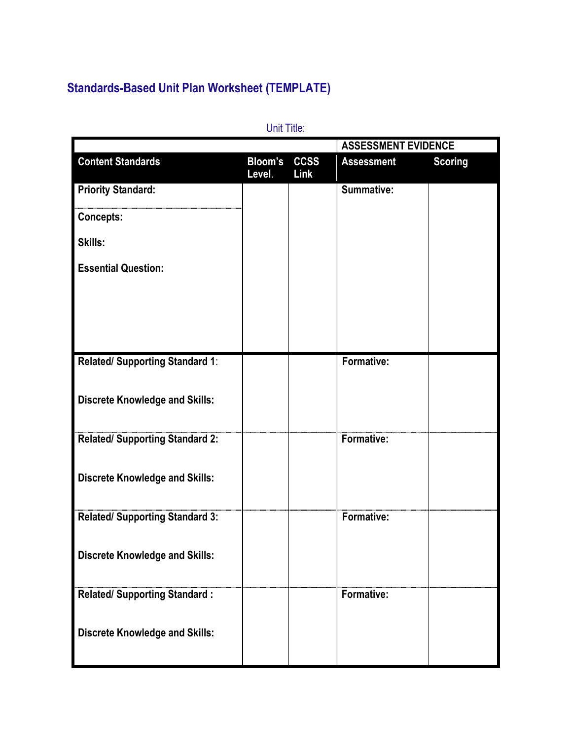## Standards-Based Unit Plan Worksheet (TEMPLATE)

Unit Title:

| | | | ASSESSMENT EVIDENCE | |
|---|---|---|---|---|
| **Content Standards** | **Bloom's Level.** | **CCSS Link** | **Assessment** | **Scoring** |
| **Priority Standard:**<br><br>**Concepts:**<br><br>**Skills:**<br><br>**Essential Question:** | | | **Summative:** | |
| **Related/ Supporting Standard 1**:<br><br>**Discrete Knowledge and Skills:** | | | **Formative:** | |
| **Related/ Supporting Standard 2:**<br><br>**Discrete Knowledge and Skills:** | | | **Formative:** | |
| **Related/ Supporting Standard 3:**<br><br>**Discrete Knowledge and Skills:** | | | **Formative:** | |
| **Related/ Supporting Standard :**<br><br>**Discrete Knowledge and Skills:** | | | **Formative:** | |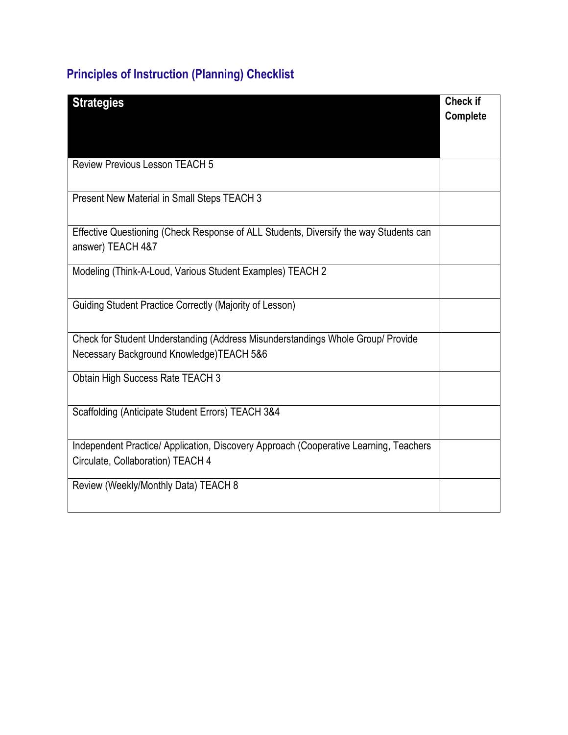## Principles of Instruction (Planning) Checklist

| Strategies | Check if Complete |
|---|---|
| Review Previous Lesson TEACH 5 | |
| Present New Material in Small Steps TEACH 3 | |
| Effective Questioning (Check Response of ALL Students, Diversify the way Students can answer) TEACH 4&7 | |
| Modeling (Think-A-Loud, Various Student Examples) TEACH 2 | |
| Guiding Student Practice Correctly (Majority of Lesson) | |
| Check for Student Understanding (Address Misunderstandings Whole Group/ Provide Necessary Background Knowledge)TEACH 5&6 | |
| Obtain High Success Rate TEACH 3 | |
| Scaffolding (Anticipate Student Errors) TEACH 3&4 | |
| Independent Practice/ Application, Discovery Approach (Cooperative Learning, Teachers Circulate, Collaboration) TEACH 4 | |
| Review (Weekly/Monthly Data) TEACH 8 | |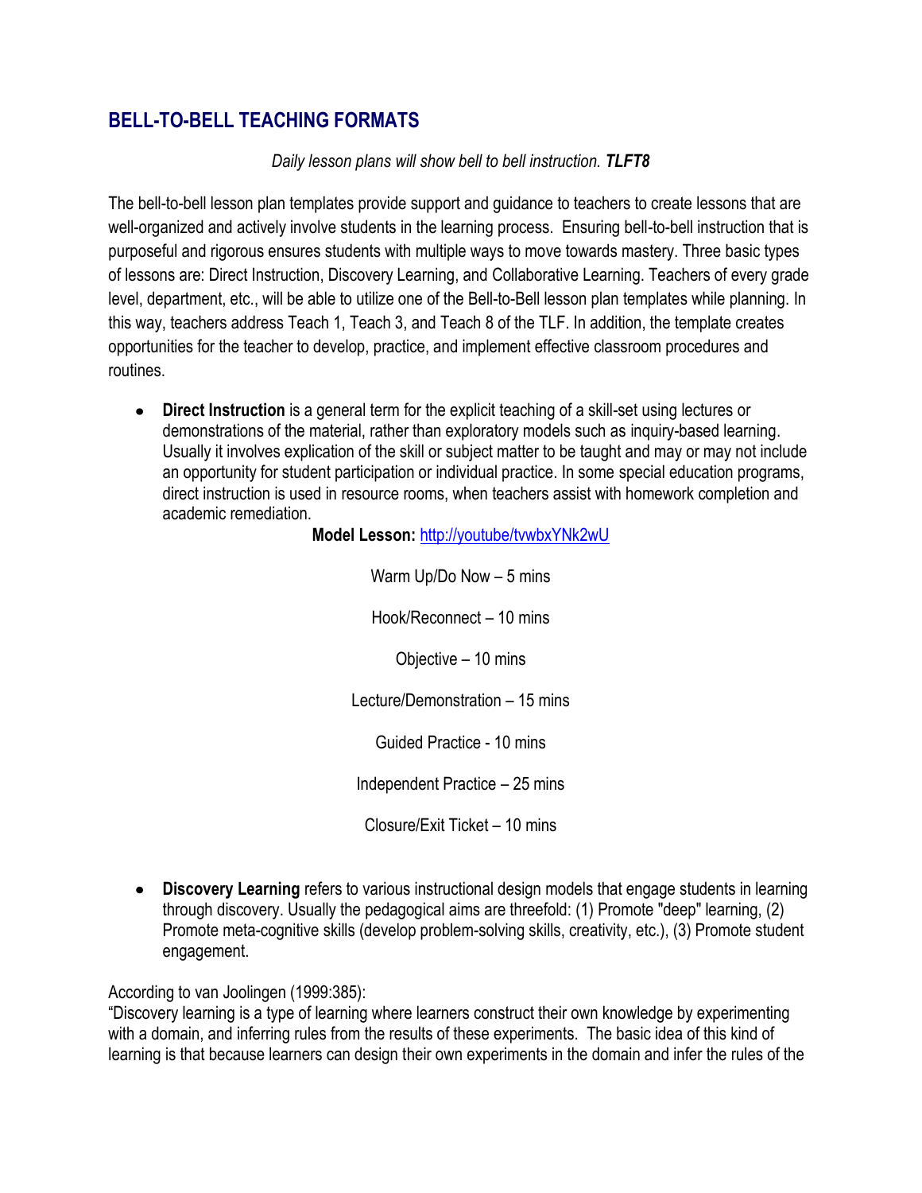## BELL-TO-BELL TEACHING FORMATS

*Daily lesson plans will show bell to bell instruction.* ***TLFT8***

The bell-to-bell lesson plan templates provide support and guidance to teachers to create lessons that are well-organized and actively involve students in the learning process. Ensuring bell-to-bell instruction that is purposeful and rigorous ensures students with multiple ways to move towards mastery. Three basic types of lessons are: Direct Instruction, Discovery Learning, and Collaborative Learning. Teachers of every grade level, department, etc., will be able to utilize one of the Bell-to-Bell lesson plan templates while planning. In this way, teachers address Teach 1, Teach 3, and Teach 8 of the TLF. In addition, the template creates opportunities for the teacher to develop, practice, and implement effective classroom procedures and routines.

- **Direct Instruction** is a general term for the explicit teaching of a skill-set using lectures or demonstrations of the material, rather than exploratory models such as inquiry-based learning. Usually it involves explication of the skill or subject matter to be taught and may or may not include an opportunity for student participation or individual practice. In some special education programs, direct instruction is used in resource rooms, when teachers assist with homework completion and academic remediation.

**Model Lesson:** [http://youtube/tvwbxYNk2wU](http://youtube/tvwbxYNk2wU)

Warm Up/Do Now – 5 mins

Hook/Reconnect – 10 mins

Objective – 10 mins

Lecture/Demonstration – 15 mins

Guided Practice - 10 mins

Independent Practice – 25 mins

Closure/Exit Ticket – 10 mins

- **Discovery Learning** refers to various instructional design models that engage students in learning through discovery. Usually the pedagogical aims are threefold: (1) Promote "deep" learning, (2) Promote meta-cognitive skills (develop problem-solving skills, creativity, etc.), (3) Promote student engagement.

According to van Joolingen (1999:385):
"Discovery learning is a type of learning where learners construct their own knowledge by experimenting with a domain, and inferring rules from the results of these experiments. The basic idea of this kind of learning is that because learners can design their own experiments in the domain and infer the rules of the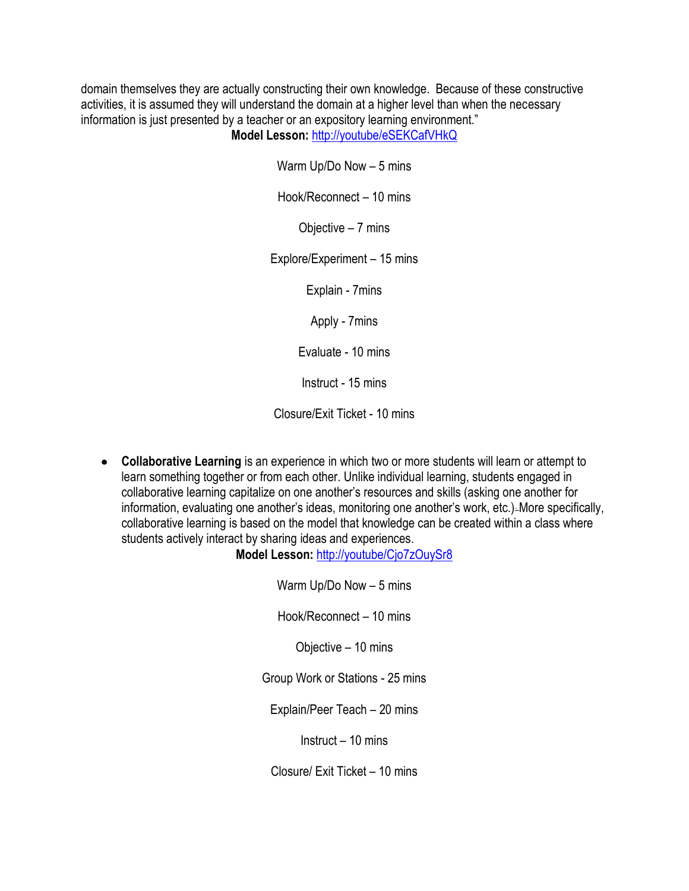domain themselves they are actually constructing their own knowledge. Because of these constructive activities, it is assumed they will understand the domain at a higher level than when the necessary information is just presented by a teacher or an expository learning environment."

**Model Lesson:** http://youtube/eSEKCafVHkQ

Warm Up/Do Now – 5 mins

Hook/Reconnect – 10 mins

Objective – 7 mins

Explore/Experiment – 15 mins

Explain - 7mins

Apply - 7mins

Evaluate - 10 mins

Instruct - 15 mins

Closure/Exit Ticket - 10 mins

- **Collaborative Learning** is an experience in which two or more students will learn or attempt to learn something together or from each other. Unlike individual learning, students engaged in collaborative learning capitalize on one another's resources and skills (asking one another for information, evaluating one another's ideas, monitoring one another's work, etc.) More specifically, collaborative learning is based on the model that knowledge can be created within a class where students actively interact by sharing ideas and experiences.

**Model Lesson:** http://youtube/Cjo7zOuySr8

Warm Up/Do Now – 5 mins

Hook/Reconnect – 10 mins

Objective – 10 mins

Group Work or Stations - 25 mins

Explain/Peer Teach – 20 mins

Instruct – 10 mins

Closure/ Exit Ticket – 10 mins